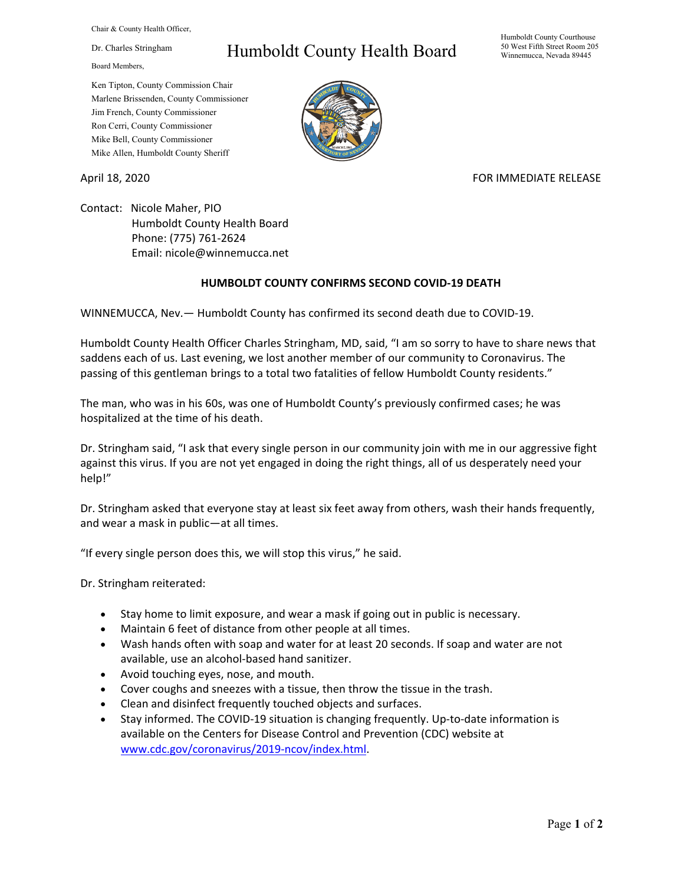Chair & County Health Officer,

Dr. Charles Stringham

Board Members,

Ken Tipton, County Commission Chair
Marlene Brissenden, County Commissioner
Jim French, County Commissioner
Ron Cerri, County Commissioner
Mike Bell, County Commissioner
Mike Allen, Humboldt County Sheriff

# Humboldt County Health Board

Humboldt County Courthouse
50 West Fifth Street Room 205
Winnemucca, Nevada 89445

April 18, 2020 FOR IMMEDIATE RELEASE

Contact: Nicole Maher, PIO
Humboldt County Health Board
Phone: (775) 761-2624
Email: nicole@winnemucca.net

## HUMBOLDT COUNTY CONFIRMS SECOND COVID-19 DEATH

WINNEMUCCA, Nev.— Humboldt County has confirmed its second death due to COVID-19.

Humboldt County Health Officer Charles Stringham, MD, said, "I am so sorry to have to share news that saddens each of us. Last evening, we lost another member of our community to Coronavirus. The passing of this gentleman brings to a total two fatalities of fellow Humboldt County residents."

The man, who was in his 60s, was one of Humboldt County's previously confirmed cases; he was hospitalized at the time of his death.

Dr. Stringham said, "I ask that every single person in our community join with me in our aggressive fight against this virus. If you are not yet engaged in doing the right things, all of us desperately need your help!"

Dr. Stringham asked that everyone stay at least six feet away from others, wash their hands frequently, and wear a mask in public—at all times.

"If every single person does this, we will stop this virus," he said.

Dr. Stringham reiterated:

- Stay home to limit exposure, and wear a mask if going out in public is necessary.
- Maintain 6 feet of distance from other people at all times.
- Wash hands often with soap and water for at least 20 seconds. If soap and water are not available, use an alcohol-based hand sanitizer.
- Avoid touching eyes, nose, and mouth.
- Cover coughs and sneezes with a tissue, then throw the tissue in the trash.
- Clean and disinfect frequently touched objects and surfaces.
- Stay informed. The COVID-19 situation is changing frequently. Up-to-date information is available on the Centers for Disease Control and Prevention (CDC) website at www.cdc.gov/coronavirus/2019-ncov/index.html.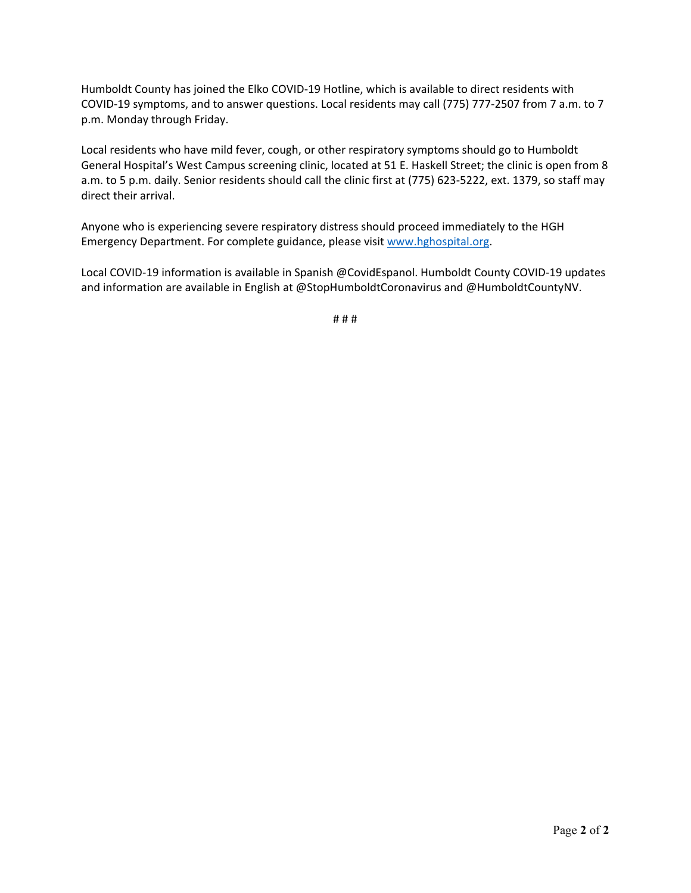Humboldt County has joined the Elko COVID-19 Hotline, which is available to direct residents with COVID-19 symptoms, and to answer questions. Local residents may call (775) 777-2507 from 7 a.m. to 7 p.m. Monday through Friday.

Local residents who have mild fever, cough, or other respiratory symptoms should go to Humboldt General Hospital's West Campus screening clinic, located at 51 E. Haskell Street; the clinic is open from 8 a.m. to 5 p.m. daily. Senior residents should call the clinic first at (775) 623-5222, ext. 1379, so staff may direct their arrival.

Anyone who is experiencing severe respiratory distress should proceed immediately to the HGH Emergency Department. For complete guidance, please visit [www.hghospital.org](http://www.hghospital.org).

Local COVID-19 information is available in Spanish @CovidEspanol. Humboldt County COVID-19 updates and information are available in English at @StopHumboldtCoronavirus and @HumboldtCountyNV.

# # #